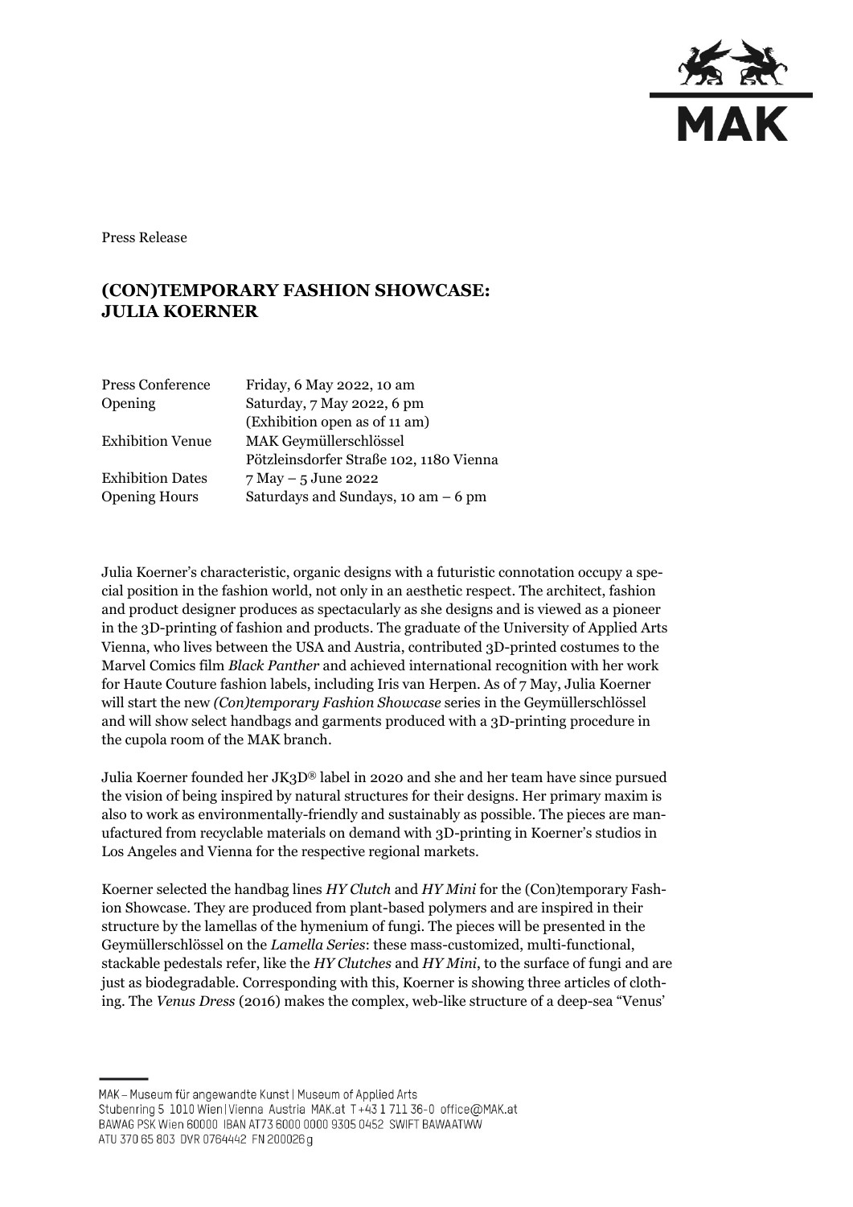Press Release

# (CON)TEMPORARY FASHION SHOWCASE: JULIA KOERNER

| | |
|---|---|
| Press Conference | Friday, 6 May 2022, 10 am |
| Opening | Saturday, 7 May 2022, 6 pm (Exhibition open as of 11 am) |
| Exhibition Venue | MAK Geymüllerschlössel Pötzleinsdorfer Straße 102, 1180 Vienna |
| Exhibition Dates | 7 May – 5 June 2022 |
| Opening Hours | Saturdays and Sundays, 10 am – 6 pm |

Julia Koerner's characteristic, organic designs with a futuristic connotation occupy a special position in the fashion world, not only in an aesthetic respect. The architect, fashion and product designer produces as spectacularly as she designs and is viewed as a pioneer in the 3D-printing of fashion and products. The graduate of the University of Applied Arts Vienna, who lives between the USA and Austria, contributed 3D-printed costumes to the Marvel Comics film *Black Panther* and achieved international recognition with her work for Haute Couture fashion labels, including Iris van Herpen. As of 7 May, Julia Koerner will start the new *(Con)temporary Fashion Showcase* series in the Geymüllerschlössel and will show select handbags and garments produced with a 3D-printing procedure in the cupola room of the MAK branch.

Julia Koerner founded her JK3D® label in 2020 and she and her team have since pursued the vision of being inspired by natural structures for their designs. Her primary maxim is also to work as environmentally-friendly and sustainably as possible. The pieces are manufactured from recyclable materials on demand with 3D-printing in Koerner's studios in Los Angeles and Vienna for the respective regional markets.

Koerner selected the handbag lines *HY Clutch* and *HY Mini* for the (Con)temporary Fashion Showcase. They are produced from plant-based polymers and are inspired in their structure by the lamellas of the hymenium of fungi. The pieces will be presented in the Geymüllerschlössel on the *Lamella Series*: these mass-customized, multi-functional, stackable pedestals refer, like the *HY Clutches* and *HY Mini*, to the surface of fungi and are just as biodegradable. Corresponding with this, Koerner is showing three articles of clothing. The *Venus Dress* (2016) makes the complex, web-like structure of a deep-sea "Venus'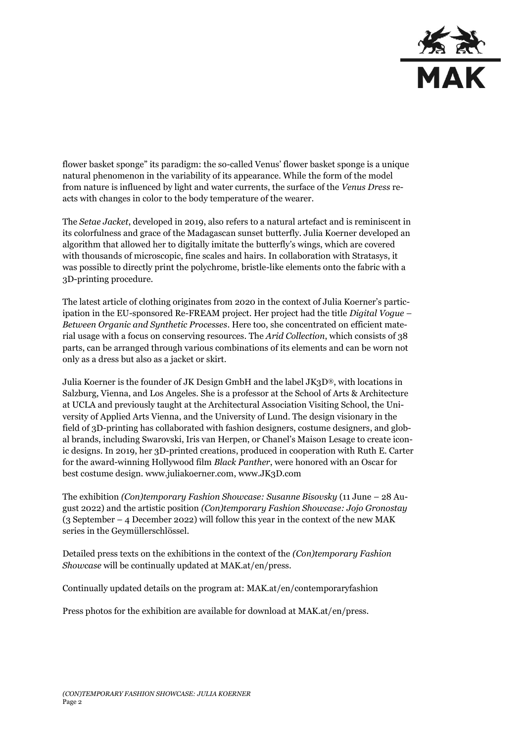flower basket sponge" its paradigm: the so-called Venus' flower basket sponge is a unique natural phenomenon in the variability of its appearance. While the form of the model from nature is influenced by light and water currents, the surface of the *Venus Dress* reacts with changes in color to the body temperature of the wearer.

The *Setae Jacket*, developed in 2019, also refers to a natural artefact and is reminiscent in its colorfulness and grace of the Madagascan sunset butterfly. Julia Koerner developed an algorithm that allowed her to digitally imitate the butterfly's wings, which are covered with thousands of microscopic, fine scales and hairs. In collaboration with Stratasys, it was possible to directly print the polychrome, bristle-like elements onto the fabric with a 3D-printing procedure.

The latest article of clothing originates from 2020 in the context of Julia Koerner's participation in the EU-sponsored Re-FREAM project. Her project had the title *Digital Vogue – Between Organic and Synthetic Processes*. Here too, she concentrated on efficient material usage with a focus on conserving resources. The *Arid Collection*, which consists of 38 parts, can be arranged through various combinations of its elements and can be worn not only as a dress but also as a jacket or skirt.

Julia Koerner is the founder of JK Design GmbH and the label JK3D®, with locations in Salzburg, Vienna, and Los Angeles. She is a professor at the School of Arts & Architecture at UCLA and previously taught at the Architectural Association Visiting School, the University of Applied Arts Vienna, and the University of Lund. The design visionary in the field of 3D-printing has collaborated with fashion designers, costume designers, and global brands, including Swarovski, Iris van Herpen, or Chanel's Maison Lesage to create iconic designs. In 2019, her 3D-printed creations, produced in cooperation with Ruth E. Carter for the award-winning Hollywood film *Black Panther*, were honored with an Oscar for best costume design. www.juliakoerner.com, www.JK3D.com

The exhibition *(Con)temporary Fashion Showcase: Susanne Bisovsky* (11 June – 28 August 2022) and the artistic position *(Con)temporary Fashion Showcase: Jojo Gronostay* (3 September – 4 December 2022) will follow this year in the context of the new MAK series in the Geymüllerschlössel.

Detailed press texts on the exhibitions in the context of the *(Con)temporary Fashion Showcase* will be continually updated at MAK.at/en/press.

Continually updated details on the program at: MAK.at/en/contemporaryfashion

Press photos for the exhibition are available for download at MAK.at/en/press.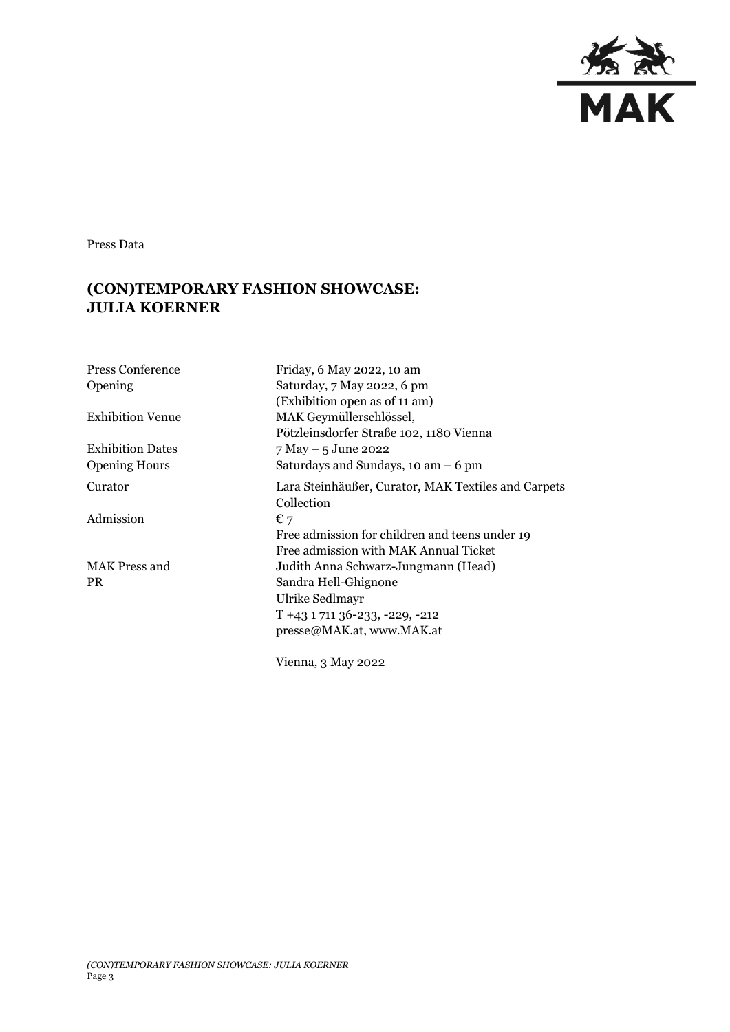Press Data

## (CON)TEMPORARY FASHION SHOWCASE: JULIA KOERNER

| | |
|---|---|
| Press Conference | Friday, 6 May 2022, 10 am |
| Opening | Saturday, 7 May 2022, 6 pm<br>(Exhibition open as of 11 am) |
| Exhibition Venue | MAK Geymüllerschlössel,<br>Pötzleinsdorfer Straße 102, 1180 Vienna |
| Exhibition Dates | 7 May – 5 June 2022 |
| Opening Hours | Saturdays and Sundays, 10 am – 6 pm |
| Curator | Lara Steinhäußer, Curator, MAK Textiles and Carpets Collection |
| Admission | € 7<br>Free admission for children and teens under 19<br>Free admission with MAK Annual Ticket |
| MAK Press and PR | Judith Anna Schwarz-Jungmann (Head)<br>Sandra Hell-Ghignone<br>Ulrike Sedlmayr<br>T +43 1 711 36-233, -229, -212<br>presse@MAK.at, www.MAK.at |

Vienna, 3 May 2022